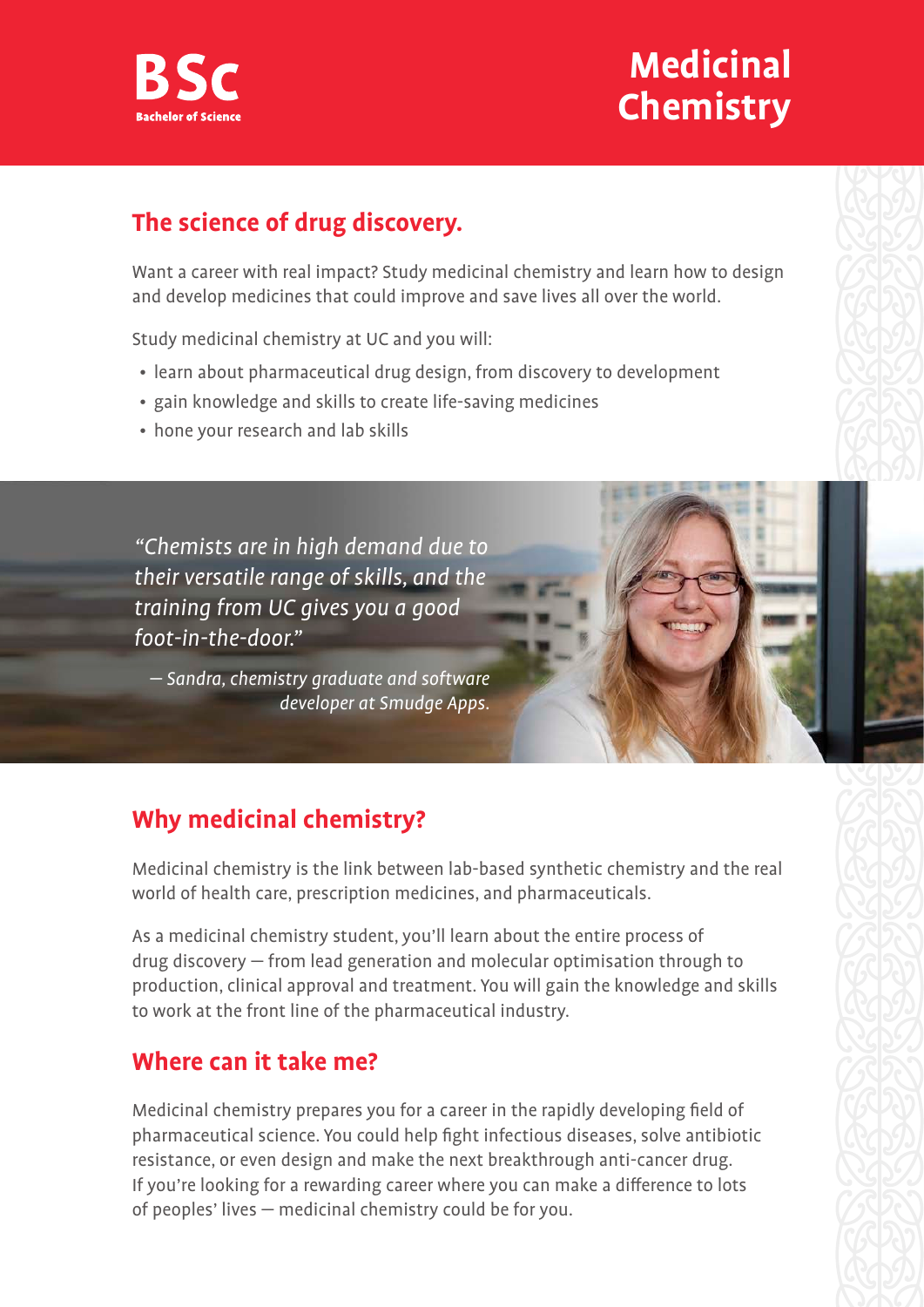**BSc**
**Bachelor of Science**

# Medicinal Chemistry

## The science of drug discovery.

Want a career with real impact? Study medicinal chemistry and learn how to design and develop medicines that could improve and save lives all over the world.

Study medicinal chemistry at UC and you will:

- learn about pharmaceutical drug design, from discovery to development
- gain knowledge and skills to create life-saving medicines
- hone your research and lab skills

*"Chemists are in high demand due to their versatile range of skills, and the training from UC gives you a good foot-in-the-door."*

*— Sandra, chemistry graduate and software developer at Smudge Apps.*

## Why medicinal chemistry?

Medicinal chemistry is the link between lab-based synthetic chemistry and the real world of health care, prescription medicines, and pharmaceuticals.

As a medicinal chemistry student, you'll learn about the entire process of drug discovery — from lead generation and molecular optimisation through to production, clinical approval and treatment. You will gain the knowledge and skills to work at the front line of the pharmaceutical industry.

## Where can it take me?

Medicinal chemistry prepares you for a career in the rapidly developing field of pharmaceutical science. You could help fight infectious diseases, solve antibiotic resistance, or even design and make the next breakthrough anti-cancer drug. If you're looking for a rewarding career where you can make a difference to lots of peoples' lives — medicinal chemistry could be for you.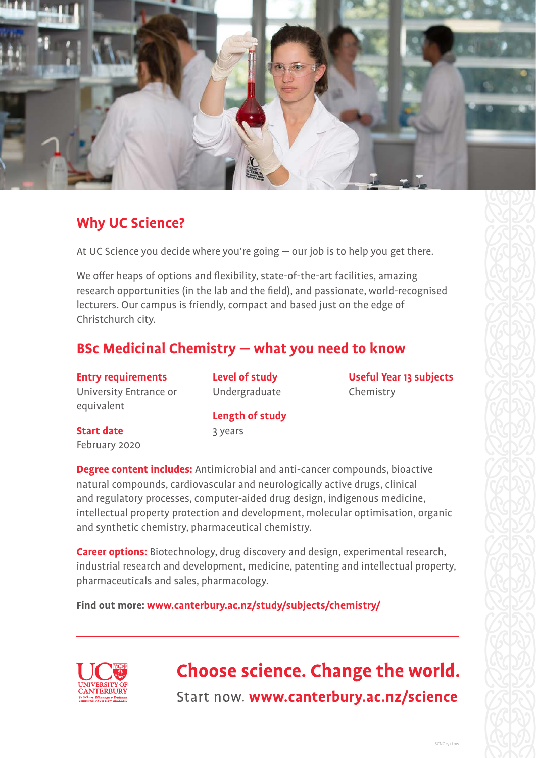## Why UC Science?

At UC Science you decide where you're going — our job is to help you get there.

We offer heaps of options and flexibility, state-of-the-art facilities, amazing research opportunities (in the lab and the field), and passionate, world-recognised lecturers. Our campus is friendly, compact and based just on the edge of Christchurch city.

## BSc Medicinal Chemistry — what you need to know

**Entry requirements**
University Entrance or equivalent

**Start date**
February 2020

**Level of study**
Undergraduate

**Length of study**
3 years

**Useful Year 13 subjects**
Chemistry

**Degree content includes:** Antimicrobial and anti-cancer compounds, bioactive natural compounds, cardiovascular and neurologically active drugs, clinical and regulatory processes, computer-aided drug design, indigenous medicine, intellectual property protection and development, molecular optimisation, organic and synthetic chemistry, pharmaceutical chemistry.

**Career options:** Biotechnology, drug discovery and design, experimental research, industrial research and development, medicine, patenting and intellectual property, pharmaceuticals and sales, pharmacology.

**Find out more: www.canterbury.ac.nz/study/subjects/chemistry/**

---

UC UNIVERSITY OF CANTERBURY *Te Whare Wānanga o Waitaha* CHRISTCHURCH NEW ZEALAND

## Choose science. Change the world.

Start now. **www.canterbury.ac.nz/science**

SCNC291 Low